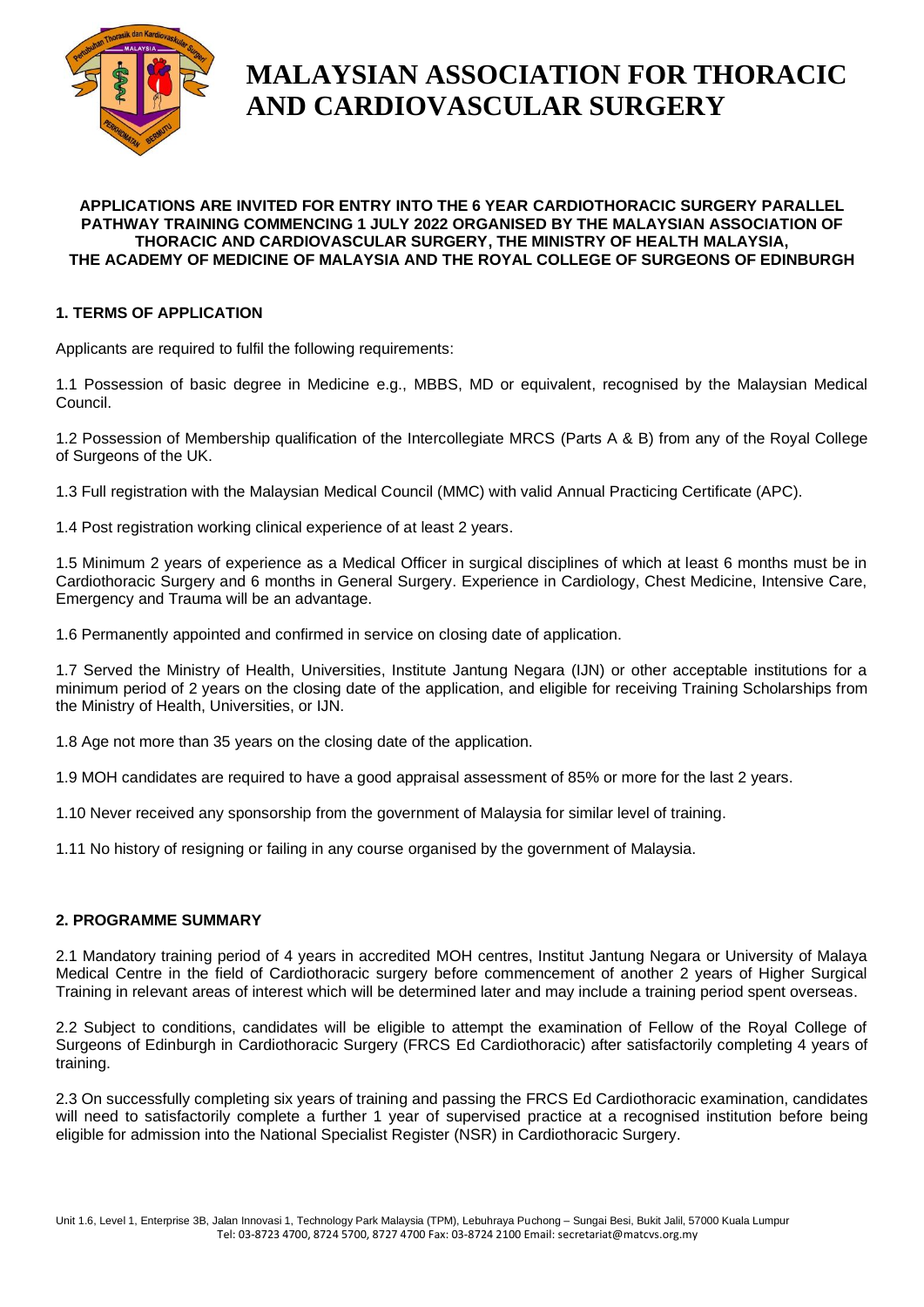# MALAYSIAN ASSOCIATION FOR THORACIC AND CARDIOVASCULAR SURGERY

**APPLICATIONS ARE INVITED FOR ENTRY INTO THE 6 YEAR CARDIOTHORACIC SURGERY PARALLEL PATHWAY TRAINING COMMENCING 1 JULY 2022 ORGANISED BY THE MALAYSIAN ASSOCIATION OF THORACIC AND CARDIOVASCULAR SURGERY, THE MINISTRY OF HEALTH MALAYSIA, THE ACADEMY OF MEDICINE OF MALAYSIA AND THE ROYAL COLLEGE OF SURGEONS OF EDINBURGH**

## 1. TERMS OF APPLICATION

Applicants are required to fulfil the following requirements:

1.1 Possession of basic degree in Medicine e.g., MBBS, MD or equivalent, recognised by the Malaysian Medical Council.

1.2 Possession of Membership qualification of the Intercollegiate MRCS (Parts A & B) from any of the Royal College of Surgeons of the UK.

1.3 Full registration with the Malaysian Medical Council (MMC) with valid Annual Practicing Certificate (APC).

1.4 Post registration working clinical experience of at least 2 years.

1.5 Minimum 2 years of experience as a Medical Officer in surgical disciplines of which at least 6 months must be in Cardiothoracic Surgery and 6 months in General Surgery. Experience in Cardiology, Chest Medicine, Intensive Care, Emergency and Trauma will be an advantage.

1.6 Permanently appointed and confirmed in service on closing date of application.

1.7 Served the Ministry of Health, Universities, Institute Jantung Negara (IJN) or other acceptable institutions for a minimum period of 2 years on the closing date of the application, and eligible for receiving Training Scholarships from the Ministry of Health, Universities, or IJN.

1.8 Age not more than 35 years on the closing date of the application.

1.9 MOH candidates are required to have a good appraisal assessment of 85% or more for the last 2 years.

1.10 Never received any sponsorship from the government of Malaysia for similar level of training.

1.11 No history of resigning or failing in any course organised by the government of Malaysia.

## 2. PROGRAMME SUMMARY

2.1 Mandatory training period of 4 years in accredited MOH centres, Institut Jantung Negara or University of Malaya Medical Centre in the field of Cardiothoracic surgery before commencement of another 2 years of Higher Surgical Training in relevant areas of interest which will be determined later and may include a training period spent overseas.

2.2 Subject to conditions, candidates will be eligible to attempt the examination of Fellow of the Royal College of Surgeons of Edinburgh in Cardiothoracic Surgery (FRCS Ed Cardiothoracic) after satisfactorily completing 4 years of training.

2.3 On successfully completing six years of training and passing the FRCS Ed Cardiothoracic examination, candidates will need to satisfactorily complete a further 1 year of supervised practice at a recognised institution before being eligible for admission into the National Specialist Register (NSR) in Cardiothoracic Surgery.

Unit 1.6, Level 1, Enterprise 3B, Jalan Innovasi 1, Technology Park Malaysia (TPM), Lebuhraya Puchong – Sungai Besi, Bukit Jalil, 57000 Kuala Lumpur
Tel: 03-8723 4700, 8724 5700, 8727 4700 Fax: 03-8724 2100 Email: secretariat@matcvs.org.my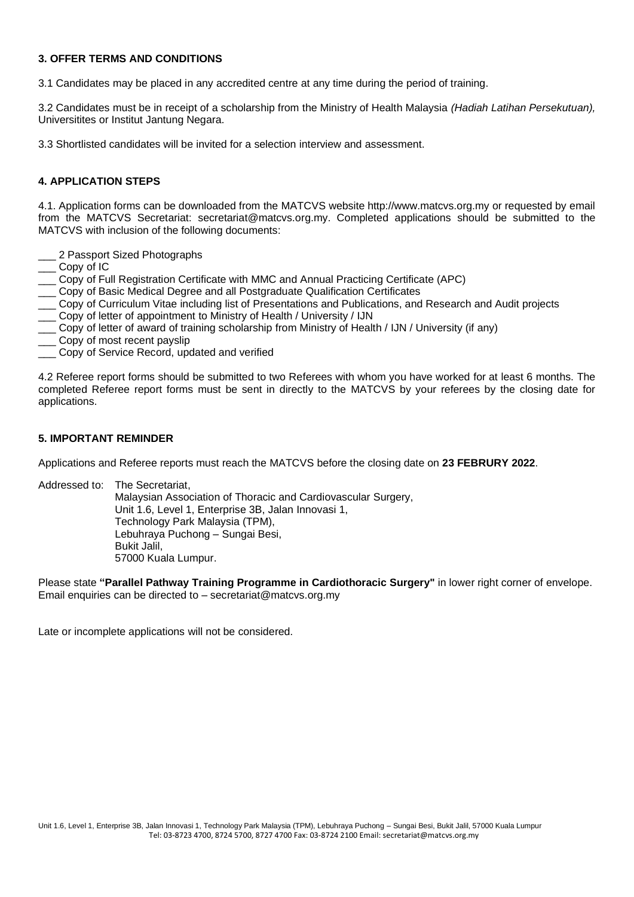## 3. OFFER TERMS AND CONDITIONS

3.1 Candidates may be placed in any accredited centre at any time during the period of training.

3.2 Candidates must be in receipt of a scholarship from the Ministry of Health Malaysia *(Hadiah Latihan Persekutuan),* Universitites or Institut Jantung Negara.

3.3 Shortlisted candidates will be invited for a selection interview and assessment.

## 4. APPLICATION STEPS

4.1. Application forms can be downloaded from the MATCVS website http://www.matcvs.org.my or requested by email from the MATCVS Secretariat: secretariat@matcvs.org.my. Completed applications should be submitted to the MATCVS with inclusion of the following documents:

___ 2 Passport Sized Photographs
___ Copy of IC
___ Copy of Full Registration Certificate with MMC and Annual Practicing Certificate (APC)
___ Copy of Basic Medical Degree and all Postgraduate Qualification Certificates
___ Copy of Curriculum Vitae including list of Presentations and Publications, and Research and Audit projects
___ Copy of letter of appointment to Ministry of Health / University / IJN
___ Copy of letter of award of training scholarship from Ministry of Health / IJN / University (if any)
___ Copy of most recent payslip
___ Copy of Service Record, updated and verified

4.2 Referee report forms should be submitted to two Referees with whom you have worked for at least 6 months. The completed Referee report forms must be sent in directly to the MATCVS by your referees by the closing date for applications.

## 5. IMPORTANT REMINDER

Applications and Referee reports must reach the MATCVS before the closing date on **23 FEBRURY 2022**.

Addressed to: The Secretariat,
Malaysian Association of Thoracic and Cardiovascular Surgery,
Unit 1.6, Level 1, Enterprise 3B, Jalan Innovasi 1,
Technology Park Malaysia (TPM),
Lebuhraya Puchong – Sungai Besi,
Bukit Jalil,
57000 Kuala Lumpur.

Please state **"Parallel Pathway Training Programme in Cardiothoracic Surgery"** in lower right corner of envelope.
Email enquiries can be directed to – secretariat@matcvs.org.my

Late or incomplete applications will not be considered.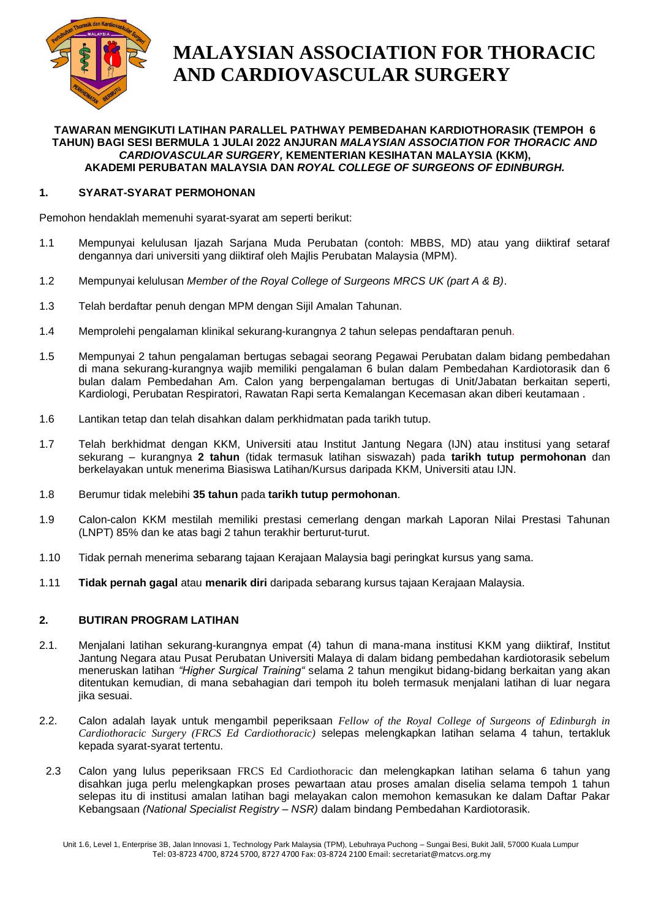# MALAYSIAN ASSOCIATION FOR THORACIC AND CARDIOVASCULAR SURGERY

**TAWARAN MENGIKUTI LATIHAN PARALLEL PATHWAY PEMBEDAHAN KARDIOTHORASIK (TEMPOH 6 TAHUN) BAGI SESI BERMULA 1 JULAI 2022 ANJURAN *MALAYSIAN ASSOCIATION FOR THORACIC AND CARDIOVASCULAR SURGERY,* KEMENTERIAN KESIHATAN MALAYSIA (KKM), AKADEMI PERUBATAN MALAYSIA DAN *ROYAL COLLEGE OF SURGEONS OF EDINBURGH.***

## 1. SYARAT-SYARAT PERMOHONAN

Pemohon hendaklah memenuhi syarat-syarat am seperti berikut:

1.1 Mempunyai kelulusan Ijazah Sarjana Muda Perubatan (contoh: MBBS, MD) atau yang diiktiraf setaraf dengannya dari universiti yang diiktiraf oleh Majlis Perubatan Malaysia (MPM).

1.2 Mempunyai kelulusan *Member of the Royal College of Surgeons MRCS UK (part A & B)*.

1.3 Telah berdaftar penuh dengan MPM dengan Sijil Amalan Tahunan.

1.4 Memprolehi pengalaman klinikal sekurang-kurangnya 2 tahun selepas pendaftaran penuh.

1.5 Mempunyai 2 tahun pengalaman bertugas sebagai seorang Pegawai Perubatan dalam bidang pembedahan di mana sekurang-kurangnya wajib memiliki pengalaman 6 bulan dalam Pembedahan Kardiotorasik dan 6 bulan dalam Pembedahan Am. Calon yang berpengalaman bertugas di Unit/Jabatan berkaitan seperti, Kardiologi, Perubatan Respiratori, Rawatan Rapi serta Kemalangan Kecemasan akan diberi keutamaan .

1.6 Lantikan tetap dan telah disahkan dalam perkhidmatan pada tarikh tutup.

1.7 Telah berkhidmat dengan KKM, Universiti atau Institut Jantung Negara (IJN) atau institusi yang setaraf sekurang – kurangnya **2 tahun** (tidak termasuk latihan siswazah) pada **tarikh tutup permohonan** dan berkelayakan untuk menerima Biasiswa Latihan/Kursus daripada KKM, Universiti atau IJN.

1.8 Berumur tidak melebihi **35 tahun** pada **tarikh tutup permohonan**.

1.9 Calon-calon KKM mestilah memiliki prestasi cemerlang dengan markah Laporan Nilai Prestasi Tahunan (LNPT) 85% dan ke atas bagi 2 tahun terakhir berturut-turut.

1.10 Tidak pernah menerima sebarang tajaan Kerajaan Malaysia bagi peringkat kursus yang sama.

1.11 **Tidak pernah gagal** atau **menarik diri** daripada sebarang kursus tajaan Kerajaan Malaysia.

## 2. BUTIRAN PROGRAM LATIHAN

2.1. Menjalani latihan sekurang-kurangnya empat (4) tahun di mana-mana institusi KKM yang diiktiraf, Institut Jantung Negara atau Pusat Perubatan Universiti Malaya di dalam bidang pembedahan kardiotorasik sebelum meneruskan latihan *"Higher Surgical Training"* selama 2 tahun mengikut bidang-bidang berkaitan yang akan ditentukan kemudian, di mana sebahagian dari tempoh itu boleh termasuk menjalani latihan di luar negara jika sesuai.

2.2. Calon adalah layak untuk mengambil peperiksaan *Fellow of the Royal College of Surgeons of Edinburgh in Cardiothoracic Surgery (FRCS Ed Cardiothoracic)* selepas melengkapkan latihan selama 4 tahun, tertakluk kepada syarat-syarat tertentu.

2.3 Calon yang lulus peperiksaan FRCS Ed Cardiothoracic dan melengkapkan latihan selama 6 tahun yang disahkan juga perlu melengkapkan proses pewartaan atau proses amalan diselia selama tempoh 1 tahun selepas itu di institusi amalan latihan bagi melayakan calon memohon kemasukan ke dalam Daftar Pakar Kebangsaan *(National Specialist Registry – NSR)* dalam bindang Pembedahan Kardiotorasik.

Unit 1.6, Level 1, Enterprise 3B, Jalan Innovasi 1, Technology Park Malaysia (TPM), Lebuhraya Puchong – Sungai Besi, Bukit Jalil, 57000 Kuala Lumpur
Tel: 03-8723 4700, 8724 5700, 8727 4700 Fax: 03-8724 2100 Email: secretariat@matcvs.org.my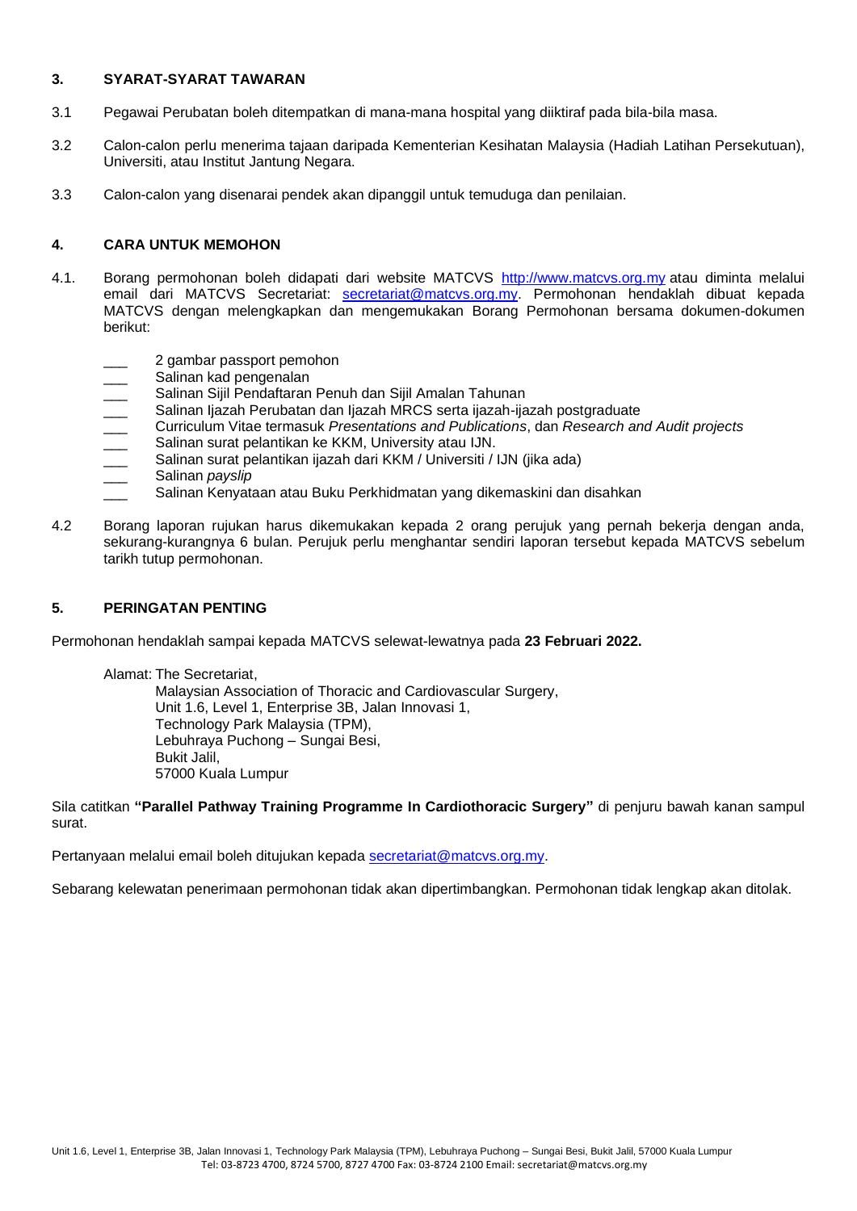## 3. SYARAT-SYARAT TAWARAN

3.1 Pegawai Perubatan boleh ditempatkan di mana-mana hospital yang diiktiraf pada bila-bila masa.

3.2 Calon-calon perlu menerima tajaan daripada Kementerian Kesihatan Malaysia (Hadiah Latihan Persekutuan), Universiti, atau Institut Jantung Negara.

3.3 Calon-calon yang disenarai pendek akan dipanggil untuk temuduga dan penilaian.

## 4. CARA UNTUK MEMOHON

4.1. Borang permohonan boleh didapati dari website MATCVS http://www.matcvs.org.my atau diminta melalui email dari MATCVS Secretariat: secretariat@matcvs.org.my. Permohonan hendaklah dibuat kepada MATCVS dengan melengkapkan dan mengemukakan Borang Permohonan bersama dokumen-dokumen berikut:

___ 2 gambar passport pemohon
___ Salinan kad pengenalan
___ Salinan Sijil Pendaftaran Penuh dan Sijil Amalan Tahunan
___ Salinan Ijazah Perubatan dan Ijazah MRCS serta ijazah-ijazah postgraduate
___ Curriculum Vitae termasuk *Presentations and Publications*, dan *Research and Audit projects*
___ Salinan surat pelantikan ke KKM, University atau IJN.
___ Salinan surat pelantikan ijazah dari KKM / Universiti / IJN (jika ada)
___ Salinan *payslip*
___ Salinan Kenyataan atau Buku Perkhidmatan yang dikemaskini dan disahkan

4.2 Borang laporan rujukan harus dikemukakan kepada 2 orang perujuk yang pernah bekerja dengan anda, sekurang-kurangnya 6 bulan. Perujuk perlu menghantar sendiri laporan tersebut kepada MATCVS sebelum tarikh tutup permohonan.

## 5. PERINGATAN PENTING

Permohonan hendaklah sampai kepada MATCVS selewat-lewatnya pada **23 Februari 2022.**

Alamat: The Secretariat,
Malaysian Association of Thoracic and Cardiovascular Surgery,
Unit 1.6, Level 1, Enterprise 3B, Jalan Innovasi 1,
Technology Park Malaysia (TPM),
Lebuhraya Puchong – Sungai Besi,
Bukit Jalil,
57000 Kuala Lumpur

Sila catitkan **"Parallel Pathway Training Programme In Cardiothoracic Surgery"** di penjuru bawah kanan sampul surat.

Pertanyaan melalui email boleh ditujukan kepada secretariat@matcvs.org.my.

Sebarang kelewatan penerimaan permohonan tidak akan dipertimbangkan. Permohonan tidak lengkap akan ditolak.